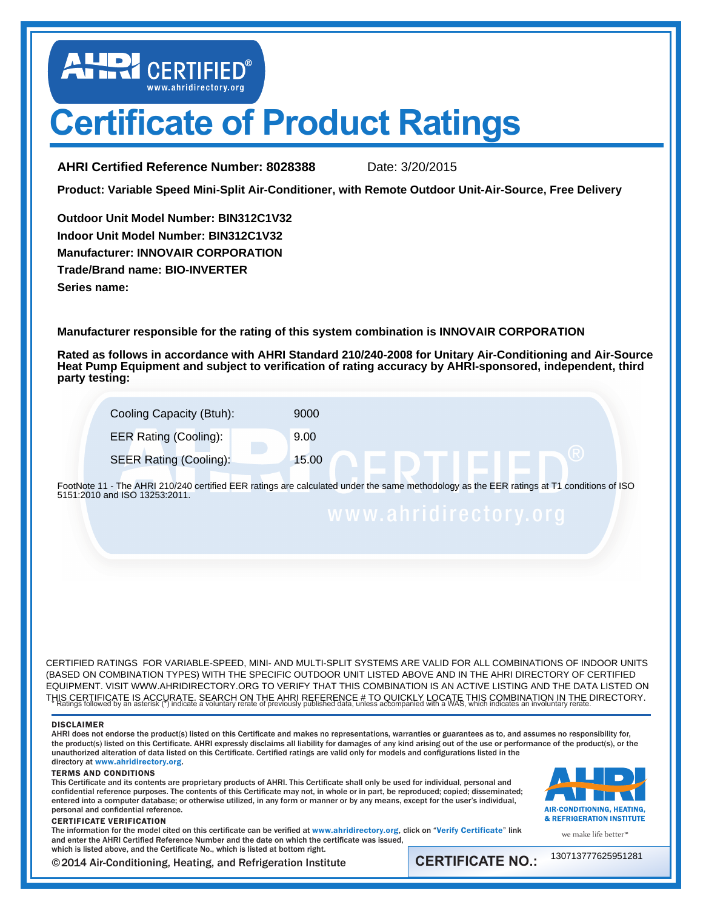AHRI CERTIFIED®
www.ahridirectory.org

# Certificate of Product Ratings

**AHRI Certified Reference Number: 8028388** Date: 3/20/2015

**Product: Variable Speed Mini-Split Air-Conditioner, with Remote Outdoor Unit-Air-Source, Free Delivery**

**Outdoor Unit Model Number: BIN312C1V32**
**Indoor Unit Model Number: BIN312C1V32**
**Manufacturer: INNOVAIR CORPORATION**
**Trade/Brand name: BIO-INVERTER**
**Series name:**

**Manufacturer responsible for the rating of this system combination is INNOVAIR CORPORATION**

**Rated as follows in accordance with AHRI Standard 210/240-2008 for Unitary Air-Conditioning and Air-Source Heat Pump Equipment and subject to verification of rating accuracy by AHRI-sponsored, independent, third party testing:**

| | |
|---|---|
| Cooling Capacity (Btuh): | 9000 |
| EER Rating (Cooling): | 9.00 |
| SEER Rating (Cooling): | 15.00 |

FootNote 11 - The AHRI 210/240 certified EER ratings are calculated under the same methodology as the EER ratings at T1 conditions of ISO 5151:2010 and ISO 13253:2011.

CERTIFIED RATINGS FOR VARIABLE-SPEED, MINI- AND MULTI-SPLIT SYSTEMS ARE VALID FOR ALL COMBINATIONS OF INDOOR UNITS (BASED ON COMBINATION TYPES) WITH THE SPECIFIC OUTDOOR UNIT LISTED ABOVE AND IN THE AHRI DIRECTORY OF CERTIFIED EQUIPMENT. VISIT WWW.AHRIDIRECTORY.ORG TO VERIFY THAT THIS COMBINATION IS AN ACTIVE LISTING AND THE DATA LISTED ON THIS CERTIFICATE IS ACCURATE. SEARCH ON THE AHRI REFERENCE # TO QUICKLY LOCATE THIS COMBINATION IN THE DIRECTORY.

\* Ratings followed by an asterisk (*) indicate a voluntary rerate of previously published data, unless accompanied with a WAS, which indicates an involuntary rerate.

**DISCLAIMER**

AHRI does not endorse the product(s) listed on this Certificate and makes no representations, warranties or guarantees as to, and assumes no responsibility for, the product(s) listed on this Certificate. AHRI expressly disclaims all liability for damages of any kind arising out of the use or performance of the product(s), or the unauthorized alteration of data listed on this Certificate. Certified ratings are valid only for models and configurations listed in the directory at www.ahridirectory.org.

**TERMS AND CONDITIONS**

This Certificate and its contents are proprietary products of AHRI. This Certificate shall only be used for individual, personal and confidential reference purposes. The contents of this Certificate may not, in whole or in part, be reproduced; copied; disseminated; entered into a computer database; or otherwise utilized, in any form or manner or by any means, except for the user's individual, personal and confidential reference.

**CERTIFICATE VERIFICATION**

The information for the model cited on this certificate can be verified at www.ahridirectory.org, click on "Verify Certificate" link and enter the AHRI Certified Reference Number and the date on which the certificate was issued, which is listed above, and the Certificate No., which is listed at bottom right.

AHRI AIR-CONDITIONING, HEATING, & REFRIGERATION INSTITUTE
we make life better™

©2014 Air-Conditioning, Heating, and Refrigeration Institute

**CERTIFICATE NO.:** 130713777625951281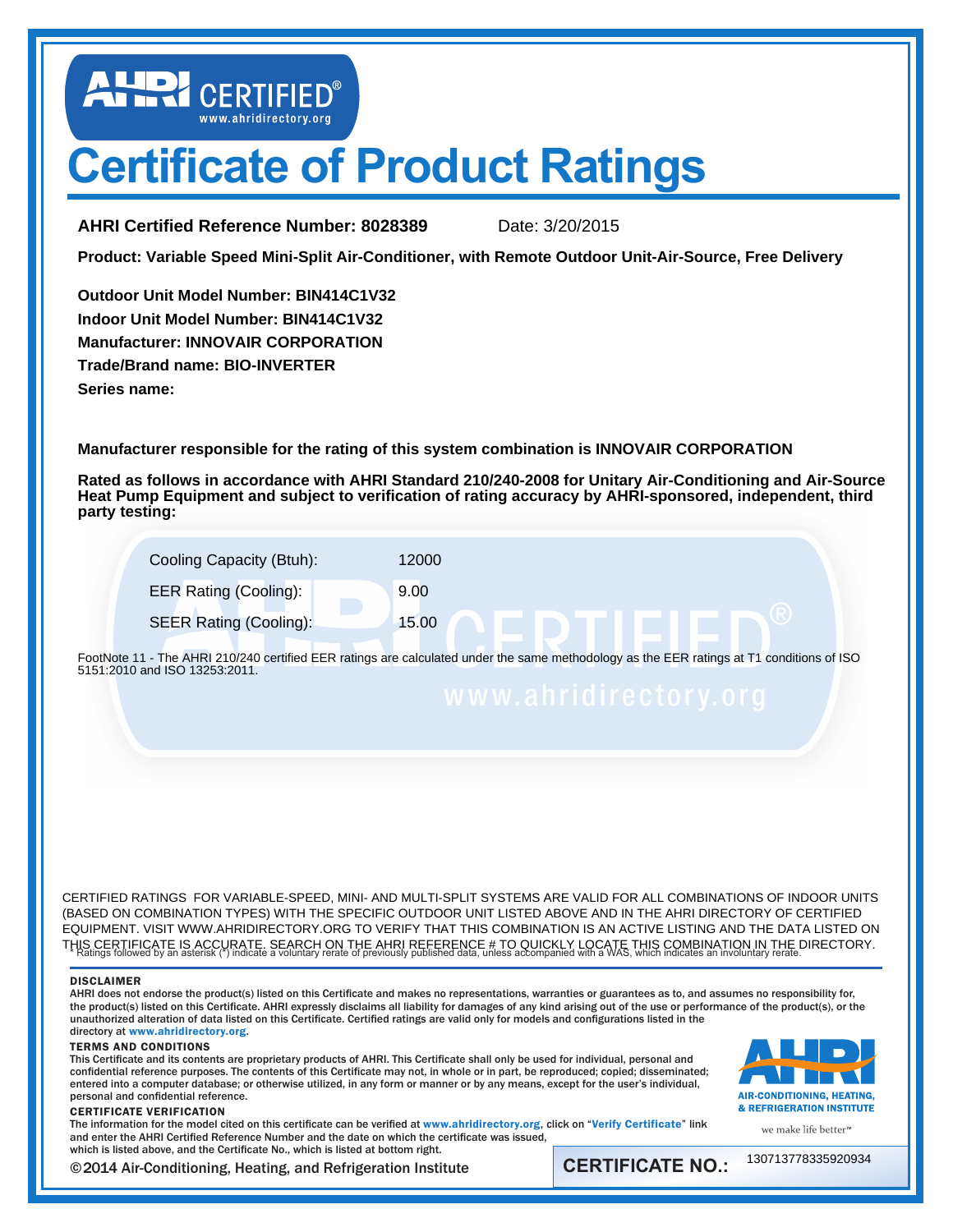AHRI CERTIFIED® www.ahridirectory.org

# Certificate of Product Ratings

**AHRI Certified Reference Number: 8028389** Date: 3/20/2015

**Product: Variable Speed Mini-Split Air-Conditioner, with Remote Outdoor Unit-Air-Source, Free Delivery**

**Outdoor Unit Model Number: BIN414C1V32**
**Indoor Unit Model Number: BIN414C1V32**
**Manufacturer: INNOVAIR CORPORATION**
**Trade/Brand name: BIO-INVERTER**
**Series name:**

**Manufacturer responsible for the rating of this system combination is INNOVAIR CORPORATION**

**Rated as follows in accordance with AHRI Standard 210/240-2008 for Unitary Air-Conditioning and Air-Source Heat Pump Equipment and subject to verification of rating accuracy by AHRI-sponsored, independent, third party testing:**

| | |
|---|---|
| Cooling Capacity (Btuh): | 12000 |
| EER Rating (Cooling): | 9.00 |
| SEER Rating (Cooling): | 15.00 |

FootNote 11 - The AHRI 210/240 certified EER ratings are calculated under the same methodology as the EER ratings at T1 conditions of ISO 5151:2010 and ISO 13253:2011.

CERTIFIED RATINGS FOR VARIABLE-SPEED, MINI- AND MULTI-SPLIT SYSTEMS ARE VALID FOR ALL COMBINATIONS OF INDOOR UNITS (BASED ON COMBINATION TYPES) WITH THE SPECIFIC OUTDOOR UNIT LISTED ABOVE AND IN THE AHRI DIRECTORY OF CERTIFIED EQUIPMENT. VISIT WWW.AHRIDIRECTORY.ORG TO VERIFY THAT THIS COMBINATION IS AN ACTIVE LISTING AND THE DATA LISTED ON THIS CERTIFICATE IS ACCURATE. SEARCH ON THE AHRI REFERENCE # TO QUICKLY LOCATE THIS COMBINATION IN THE DIRECTORY.

* Ratings followed by an asterisk (*) indicate a voluntary rerate of previously published data, unless accompanied with a WAS, which indicates an involuntary rerate.

**DISCLAIMER**

AHRI does not endorse the product(s) listed on this Certificate and makes no representations, warranties or guarantees as to, and assumes no responsibility for, the product(s) listed on this Certificate. AHRI expressly disclaims all liability for damages of any kind arising out of the use or performance of the product(s), or the unauthorized alteration of data listed on this Certificate. Certified ratings are valid only for models and configurations listed in the directory at www.ahridirectory.org.

**TERMS AND CONDITIONS**

This Certificate and its contents are proprietary products of AHRI. This Certificate shall only be used for individual, personal and confidential reference purposes. The contents of this Certificate may not, in whole or in part, be reproduced; copied; disseminated; entered into a computer database; or otherwise utilized, in any form or manner or by any means, except for the user's individual, personal and confidential reference.

**CERTIFICATE VERIFICATION**

The information for the model cited on this certificate can be verified at www.ahridirectory.org, click on "Verify Certificate" link and enter the AHRI Certified Reference Number and the date on which the certificate was issued, which is listed above, and the Certificate No., which is listed at bottom right.

AHRI AIR-CONDITIONING, HEATING, & REFRIGERATION INSTITUTE
we make life better™

©2014 Air-Conditioning, Heating, and Refrigeration Institute

**CERTIFICATE NO.:** 130713778335920934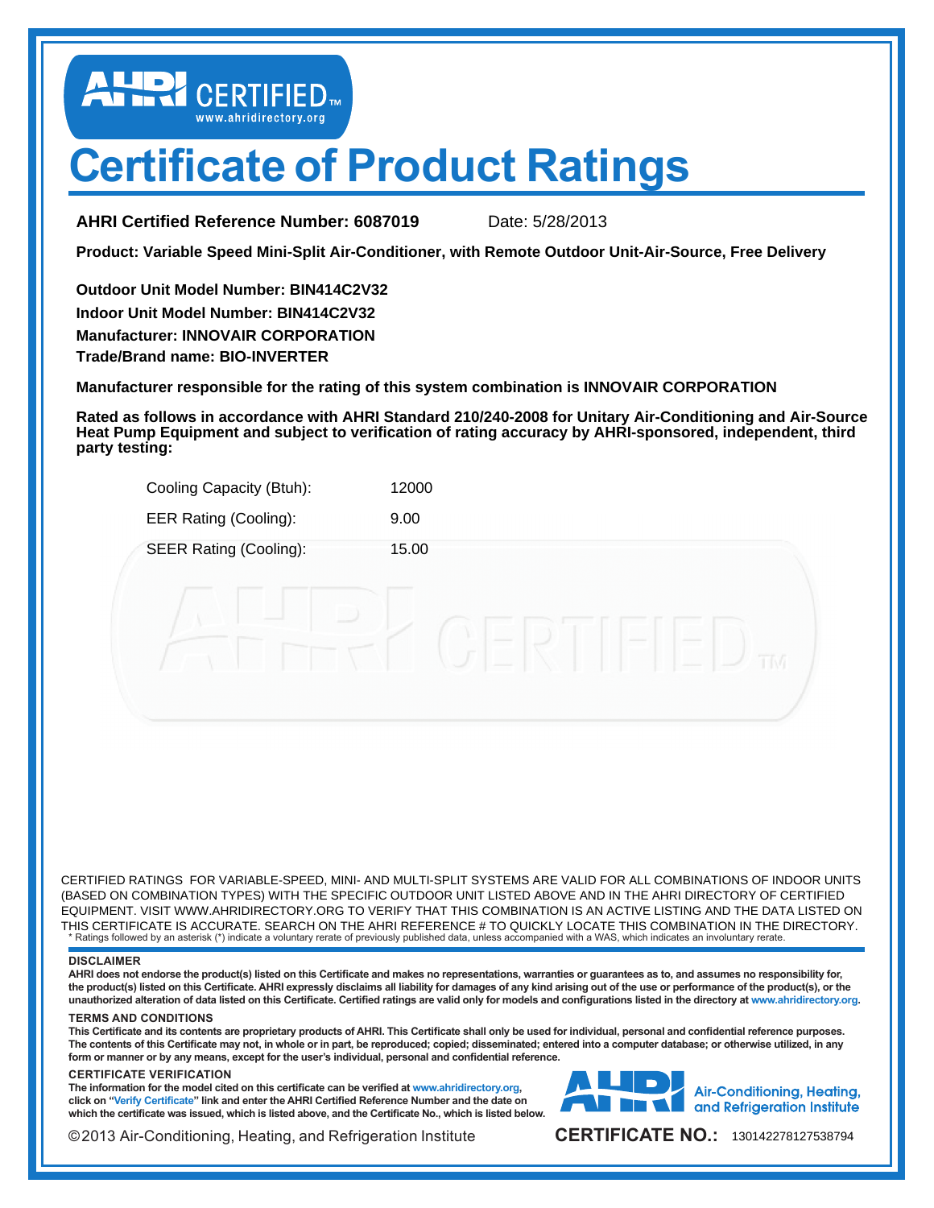AHRI CERTIFIED™
www.ahridirectory.org

# Certificate of Product Ratings

**AHRI Certified Reference Number: 6087019** Date: 5/28/2013

**Product: Variable Speed Mini-Split Air-Conditioner, with Remote Outdoor Unit-Air-Source, Free Delivery**

**Outdoor Unit Model Number: BIN414C2V32**
**Indoor Unit Model Number: BIN414C2V32**
**Manufacturer: INNOVAIR CORPORATION**
**Trade/Brand name: BIO-INVERTER**

**Manufacturer responsible for the rating of this system combination is INNOVAIR CORPORATION**

**Rated as follows in accordance with AHRI Standard 210/240-2008 for Unitary Air-Conditioning and Air-Source Heat Pump Equipment and subject to verification of rating accuracy by AHRI-sponsored, independent, third party testing:**

| | |
|---|---|
| Cooling Capacity (Btuh): | 12000 |
| EER Rating (Cooling): | 9.00 |
| SEER Rating (Cooling): | 15.00 |

CERTIFIED RATINGS FOR VARIABLE-SPEED, MINI- AND MULTI-SPLIT SYSTEMS ARE VALID FOR ALL COMBINATIONS OF INDOOR UNITS (BASED ON COMBINATION TYPES) WITH THE SPECIFIC OUTDOOR UNIT LISTED ABOVE AND IN THE AHRI DIRECTORY OF CERTIFIED EQUIPMENT. VISIT WWW.AHRIDIRECTORY.ORG TO VERIFY THAT THIS COMBINATION IS AN ACTIVE LISTING AND THE DATA LISTED ON THIS CERTIFICATE IS ACCURATE. SEARCH ON THE AHRI REFERENCE # TO QUICKLY LOCATE THIS COMBINATION IN THE DIRECTORY.
* Ratings followed by an asterisk (*) indicate a voluntary rerate of previously published data, unless accompanied with a WAS, which indicates an involuntary rerate.

**DISCLAIMER**

**AHRI does not endorse the product(s) listed on this Certificate and makes no representations, warranties or guarantees as to, and assumes no responsibility for, the product(s) listed on this Certificate. AHRI expressly disclaims all liability for damages of any kind arising out of the use or performance of the product(s), or the unauthorized alteration of data listed on this Certificate. Certified ratings are valid only for models and configurations listed in the directory at www.ahridirectory.org.**

**TERMS AND CONDITIONS**

**This Certificate and its contents are proprietary products of AHRI. This Certificate shall only be used for individual, personal and confidential reference purposes. The contents of this Certificate may not, in whole or in part, be reproduced; copied; disseminated; entered into a computer database; or otherwise utilized, in any form or manner or by any means, except for the user's individual, personal and confidential reference.**

**CERTIFICATE VERIFICATION**

**The information for the model cited on this certificate can be verified at www.ahridirectory.org, click on "Verify Certificate" link and enter the AHRI Certified Reference Number and the date on which the certificate was issued, which is listed above, and the Certificate No., which is listed below.**

AHRI Air-Conditioning, Heating, and Refrigeration Institute

©2013 Air-Conditioning, Heating, and Refrigeration Institute

**CERTIFICATE NO.:** 130142278127538794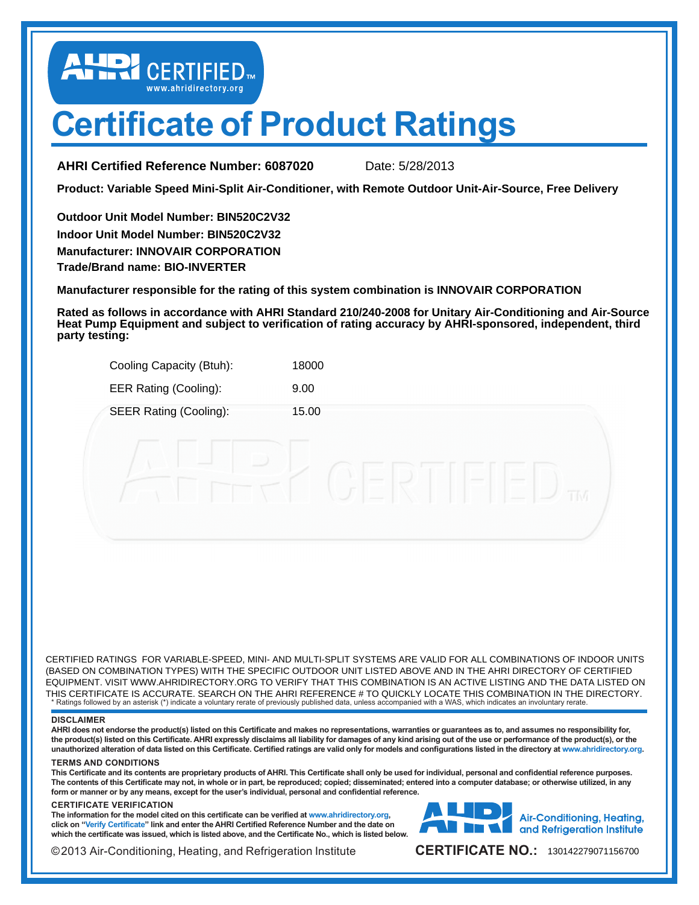AHRI CERTIFIED™
www.ahridirectory.org

# Certificate of Product Ratings

**AHRI Certified Reference Number: 6087020** Date: 5/28/2013

**Product: Variable Speed Mini-Split Air-Conditioner, with Remote Outdoor Unit-Air-Source, Free Delivery**

**Outdoor Unit Model Number: BIN520C2V32**
**Indoor Unit Model Number: BIN520C2V32**
**Manufacturer: INNOVAIR CORPORATION**
**Trade/Brand name: BIO-INVERTER**

**Manufacturer responsible for the rating of this system combination is INNOVAIR CORPORATION**

**Rated as follows in accordance with AHRI Standard 210/240-2008 for Unitary Air-Conditioning and Air-Source Heat Pump Equipment and subject to verification of rating accuracy by AHRI-sponsored, independent, third party testing:**

| | |
|---|---|
| Cooling Capacity (Btuh): | 18000 |
| EER Rating (Cooling): | 9.00 |
| SEER Rating (Cooling): | 15.00 |

CERTIFIED RATINGS FOR VARIABLE-SPEED, MINI- AND MULTI-SPLIT SYSTEMS ARE VALID FOR ALL COMBINATIONS OF INDOOR UNITS (BASED ON COMBINATION TYPES) WITH THE SPECIFIC OUTDOOR UNIT LISTED ABOVE AND IN THE AHRI DIRECTORY OF CERTIFIED EQUIPMENT. VISIT WWW.AHRIDIRECTORY.ORG TO VERIFY THAT THIS COMBINATION IS AN ACTIVE LISTING AND THE DATA LISTED ON THIS CERTIFICATE IS ACCURATE. SEARCH ON THE AHRI REFERENCE # TO QUICKLY LOCATE THIS COMBINATION IN THE DIRECTORY.
* Ratings followed by an asterisk (*) indicate a voluntary rerate of previously published data, unless accompanied with a WAS, which indicates an involuntary rerate.

**DISCLAIMER**

**AHRI does not endorse the product(s) listed on this Certificate and makes no representations, warranties or guarantees as to, and assumes no responsibility for, the product(s) listed on this Certificate. AHRI expressly disclaims all liability for damages of any kind arising out of the use or performance of the product(s), or the unauthorized alteration of data listed on this Certificate. Certified ratings are valid only for models and configurations listed in the directory at www.ahridirectory.org.**

**TERMS AND CONDITIONS**

**This Certificate and its contents are proprietary products of AHRI. This Certificate shall only be used for individual, personal and confidential reference purposes. The contents of this Certificate may not, in whole or in part, be reproduced; copied; disseminated; entered into a computer database; or otherwise utilized, in any form or manner or by any means, except for the user's individual, personal and confidential reference.**

**CERTIFICATE VERIFICATION**

**The information for the model cited on this certificate can be verified at www.ahridirectory.org, click on "Verify Certificate" link and enter the AHRI Certified Reference Number and the date on which the certificate was issued, which is listed above, and the Certificate No., which is listed below.**

AHRI Air-Conditioning, Heating, and Refrigeration Institute

©2013 Air-Conditioning, Heating, and Refrigeration Institute

**CERTIFICATE NO.:** 130142279071156700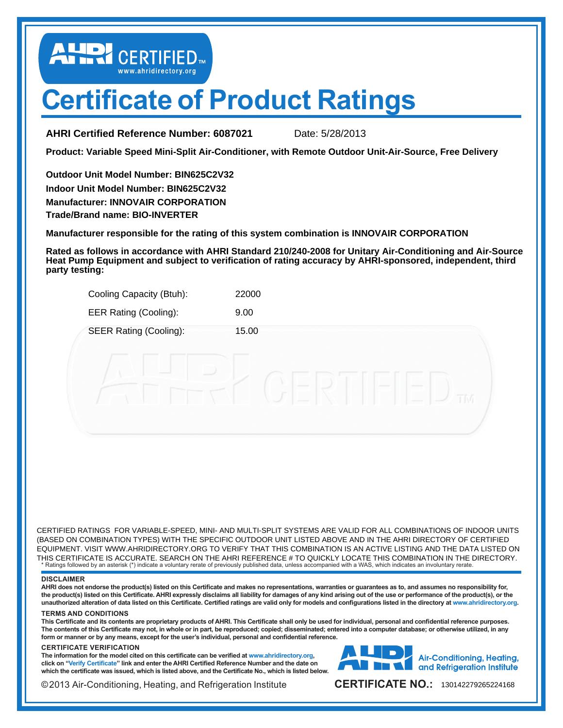AHRI CERTIFIED™
www.ahridirectory.org

# Certificate of Product Ratings

**AHRI Certified Reference Number: 6087021** Date: 5/28/2013

**Product: Variable Speed Mini-Split Air-Conditioner, with Remote Outdoor Unit-Air-Source, Free Delivery**

**Outdoor Unit Model Number: BIN625C2V32**
**Indoor Unit Model Number: BIN625C2V32**
**Manufacturer: INNOVAIR CORPORATION**
**Trade/Brand name: BIO-INVERTER**

**Manufacturer responsible for the rating of this system combination is INNOVAIR CORPORATION**

**Rated as follows in accordance with AHRI Standard 210/240-2008 for Unitary Air-Conditioning and Air-Source Heat Pump Equipment and subject to verification of rating accuracy by AHRI-sponsored, independent, third party testing:**

| | |
|---|---|
| Cooling Capacity (Btuh): | 22000 |
| EER Rating (Cooling): | 9.00 |
| SEER Rating (Cooling): | 15.00 |

CERTIFIED RATINGS FOR VARIABLE-SPEED, MINI- AND MULTI-SPLIT SYSTEMS ARE VALID FOR ALL COMBINATIONS OF INDOOR UNITS (BASED ON COMBINATION TYPES) WITH THE SPECIFIC OUTDOOR UNIT LISTED ABOVE AND IN THE AHRI DIRECTORY OF CERTIFIED EQUIPMENT. VISIT WWW.AHRIDIRECTORY.ORG TO VERIFY THAT THIS COMBINATION IS AN ACTIVE LISTING AND THE DATA LISTED ON THIS CERTIFICATE IS ACCURATE. SEARCH ON THE AHRI REFERENCE # TO QUICKLY LOCATE THIS COMBINATION IN THE DIRECTORY.
* Ratings followed by an asterisk (*) indicate a voluntary rerate of previously published data, unless accompanied with a WAS, which indicates an involuntary rerate.

**DISCLAIMER**

**AHRI does not endorse the product(s) listed on this Certificate and makes no representations, warranties or guarantees as to, and assumes no responsibility for, the product(s) listed on this Certificate. AHRI expressly disclaims all liability for damages of any kind arising out of the use or performance of the product(s), or the unauthorized alteration of data listed on this Certificate. Certified ratings are valid only for models and configurations listed in the directory at www.ahridirectory.org.**

**TERMS AND CONDITIONS**

**This Certificate and its contents are proprietary products of AHRI. This Certificate shall only be used for individual, personal and confidential reference purposes. The contents of this Certificate may not, in whole or in part, be reproduced; copied; disseminated; entered into a computer database; or otherwise utilized, in any form or manner or by any means, except for the user's individual, personal and confidential reference.**

**CERTIFICATE VERIFICATION**

**The information for the model cited on this certificate can be verified at www.ahridirectory.org, click on "Verify Certificate" link and enter the AHRI Certified Reference Number and the date on which the certificate was issued, which is listed above, and the Certificate No., which is listed below.**

AHRI Air-Conditioning, Heating, and Refrigeration Institute

©2013 Air-Conditioning, Heating, and Refrigeration Institute

**CERTIFICATE NO.:** 130142279265224168